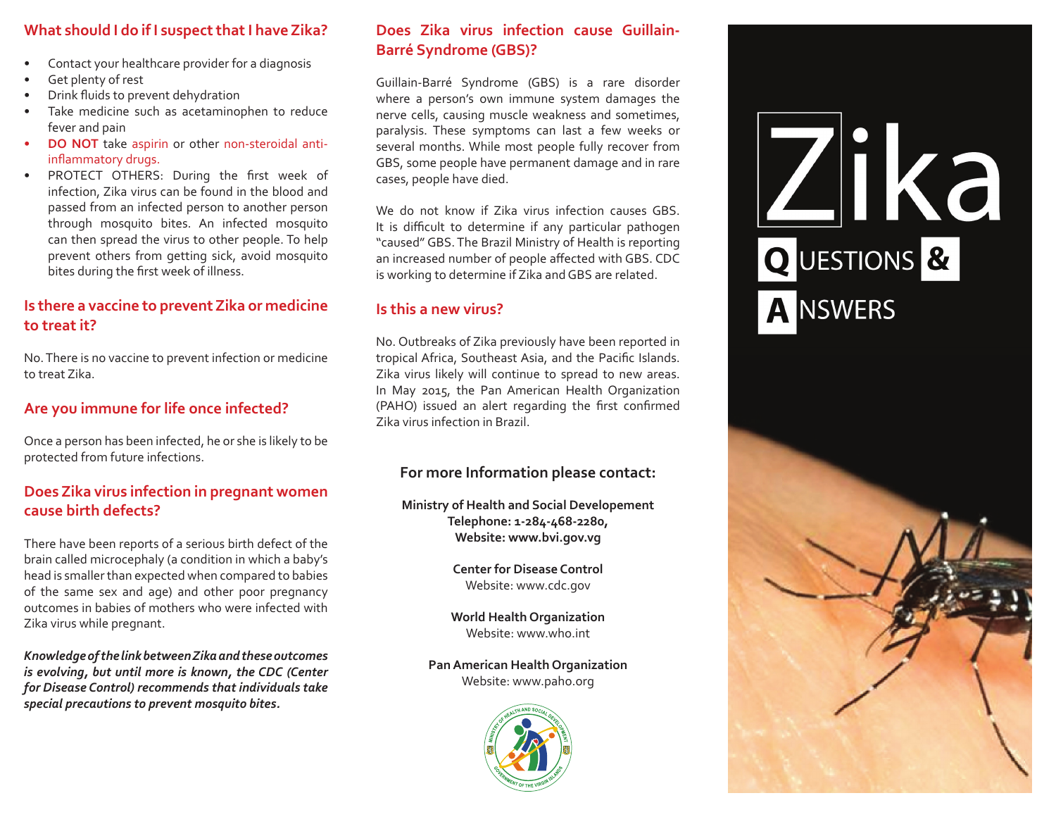## What should I do if I suspect that I have Zika?

- Contact your healthcare provider for a diagnosis
- Get plenty of rest
- Drink fluids to prevent dehydration
- Take medicine such as acetaminophen to reduce fever and pain
- **DO NOT** take aspirin or other non-steroidal anti-inflammatory drugs.
- PROTECT OTHERS: During the first week of infection, Zika virus can be found in the blood and passed from an infected person to another person through mosquito bites. An infected mosquito can then spread the virus to other people. To help prevent others from getting sick, avoid mosquito bites during the first week of illness.

## Is there a vaccine to prevent Zika or medicine to treat it?

No. There is no vaccine to prevent infection or medicine to treat Zika.

## Are you immune for life once infected?

Once a person has been infected, he or she is likely to be protected from future infections.

## Does Zika virus infection in pregnant women cause birth defects?

There have been reports of a serious birth defect of the brain called microcephaly (a condition in which a baby's head is smaller than expected when compared to babies of the same sex and age) and other poor pregnancy outcomes in babies of mothers who were infected with Zika virus while pregnant.

***Knowledge of the link between Zika and these outcomes is evolving, but until more is known, the CDC (Center for Disease Control) recommends that individuals take special precautions to prevent mosquito bites.***

## Does Zika virus infection cause Guillain-Barré Syndrome (GBS)?

Guillain-Barré Syndrome (GBS) is a rare disorder where a person's own immune system damages the nerve cells, causing muscle weakness and sometimes, paralysis. These symptoms can last a few weeks or several months. While most people fully recover from GBS, some people have permanent damage and in rare cases, people have died.

We do not know if Zika virus infection causes GBS. It is difficult to determine if any particular pathogen "caused" GBS. The Brazil Ministry of Health is reporting an increased number of people affected with GBS. CDC is working to determine if Zika and GBS are related.

## Is this a new virus?

No. Outbreaks of Zika previously have been reported in tropical Africa, Southeast Asia, and the Pacific Islands. Zika virus likely will continue to spread to new areas. In May 2015, the Pan American Health Organization (PAHO) issued an alert regarding the first confirmed Zika virus infection in Brazil.

### For more Information please contact:

**Ministry of Health and Social Developement**
**Telephone: 1-284-468-2280,**
**Website: www.bvi.gov.vg**

**Center for Disease Control**
Website: www.cdc.gov

**World Health Organization**
Website: www.who.int

**Pan American Health Organization**
Website: www.paho.org

# Zika

## QUESTIONS & ANSWERS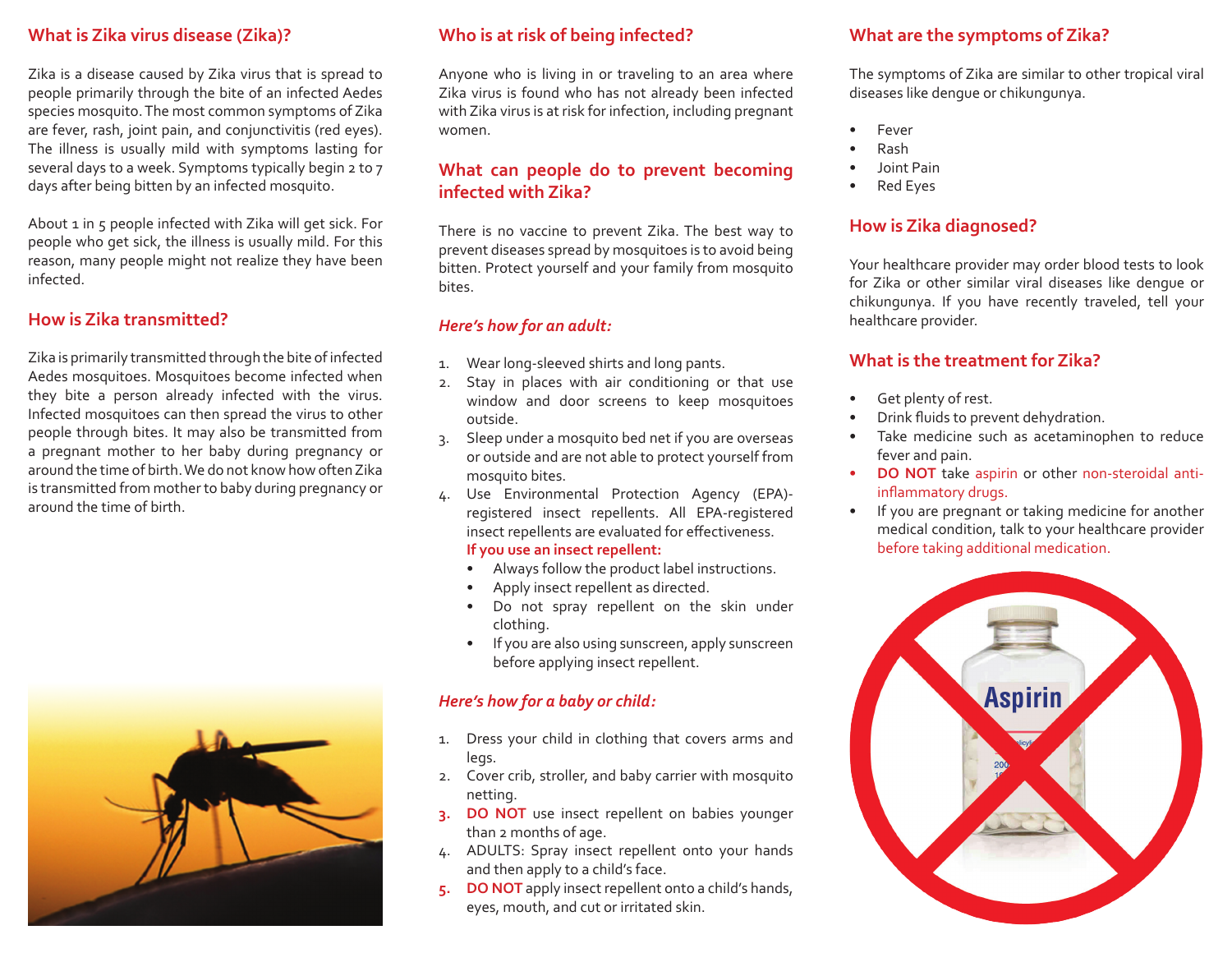## What is Zika virus disease (Zika)?

Zika is a disease caused by Zika virus that is spread to people primarily through the bite of an infected Aedes species mosquito. The most common symptoms of Zika are fever, rash, joint pain, and conjunctivitis (red eyes). The illness is usually mild with symptoms lasting for several days to a week. Symptoms typically begin 2 to 7 days after being bitten by an infected mosquito.

About 1 in 5 people infected with Zika will get sick. For people who get sick, the illness is usually mild. For this reason, many people might not realize they have been infected.

## How is Zika transmitted?

Zika is primarily transmitted through the bite of infected Aedes mosquitoes. Mosquitoes become infected when they bite a person already infected with the virus. Infected mosquitoes can then spread the virus to other people through bites. It may also be transmitted from a pregnant mother to her baby during pregnancy or around the time of birth. We do not know how often Zika is transmitted from mother to baby during pregnancy or around the time of birth.

## Who is at risk of being infected?

Anyone who is living in or traveling to an area where Zika virus is found who has not already been infected with Zika virus is at risk for infection, including pregnant women.

## What can people do to prevent becoming infected with Zika?

There is no vaccine to prevent Zika. The best way to prevent diseases spread by mosquitoes is to avoid being bitten. Protect yourself and your family from mosquito bites.

### *Here's how for an adult:*

1. Wear long-sleeved shirts and long pants.
2. Stay in places with air conditioning or that use window and door screens to keep mosquitoes outside.
3. Sleep under a mosquito bed net if you are overseas or outside and are not able to protect yourself from mosquito bites.
4. Use Environmental Protection Agency (EPA)-registered insect repellents. All EPA-registered insect repellents are evaluated for effectiveness.
   **If you use an insect repellent:**
   - Always follow the product label instructions.
   - Apply insect repellent as directed.
   - Do not spray repellent on the skin under clothing.
   - If you are also using sunscreen, apply sunscreen before applying insect repellent.

### *Here's how for a baby or child:*

1. Dress your child in clothing that covers arms and legs.
2. Cover crib, stroller, and baby carrier with mosquito netting.
3. **DO NOT** use insect repellent on babies younger than 2 months of age.
4. ADULTS: Spray insect repellent onto your hands and then apply to a child's face.
5. **DO NOT** apply insect repellent onto a child's hands, eyes, mouth, and cut or irritated skin.

## What are the symptoms of Zika?

The symptoms of Zika are similar to other tropical viral diseases like dengue or chikungunya.

- Fever
- Rash
- Joint Pain
- Red Eyes

## How is Zika diagnosed?

Your healthcare provider may order blood tests to look for Zika or other similar viral diseases like dengue or chikungunya. If you have recently traveled, tell your healthcare provider.

## What is the treatment for Zika?

- Get plenty of rest.
- Drink fluids to prevent dehydration.
- Take medicine such as acetaminophen to reduce fever and pain.
- **DO NOT** take aspirin or other non-steroidal anti-inflammatory drugs.
- If you are pregnant or taking medicine for another medical condition, talk to your healthcare provider before taking additional medication.